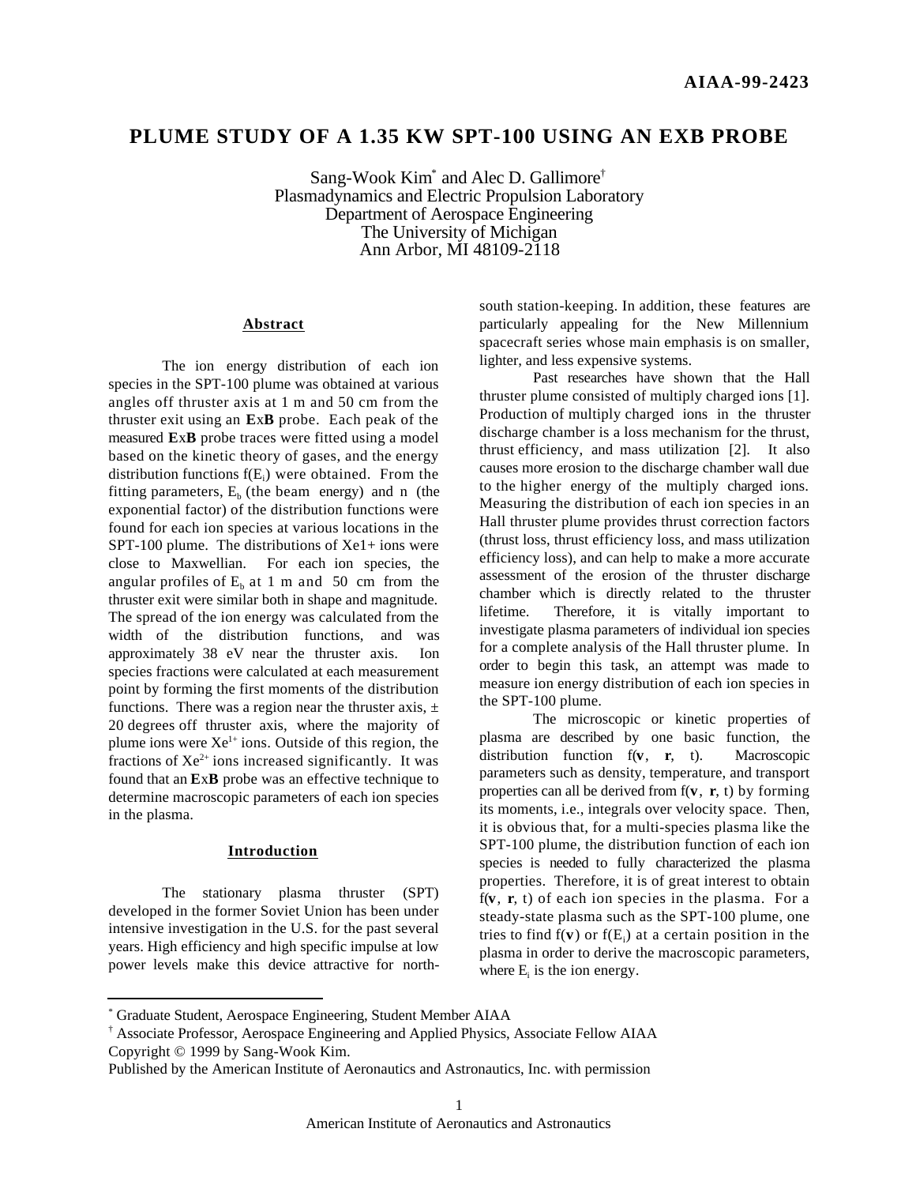AIAA-99-2423

# PLUME STUDY OF A 1.35 KW SPT-100 USING AN EXB PROBE

Sang-Wook Kim[*] and Alec D. Gallimore[†]
Plasmadynamics and Electric Propulsion Laboratory
Department of Aerospace Engineering
The University of Michigan
Ann Arbor, MI 48109-2118

## Abstract

The ion energy distribution of each ion species in the SPT-100 plume was obtained at various angles off thruster axis at 1 m and 50 cm from the thruster exit using an **E**x**B** probe. Each peak of the measured **E**x**B** probe traces were fitted using a model based on the kinetic theory of gases, and the energy distribution functions $f(E_i)$ were obtained. From the fitting parameters, $E_b$ (the beam energy) and n (the exponential factor) of the distribution functions were found for each ion species at various locations in the SPT-100 plume. The distributions of Xe1+ ions were close to Maxwellian. For each ion species, the angular profiles of $E_b$ at 1 m and 50 cm from the thruster exit were similar both in shape and magnitude. The spread of the ion energy was calculated from the width of the distribution functions, and was approximately 38 eV near the thruster axis. Ion species fractions were calculated at each measurement point by forming the first moments of the distribution functions. There was a region near the thruster axis, ± 20 degrees off thruster axis, where the majority of plume ions were $Xe^{1+}$ ions. Outside of this region, the fractions of $Xe^{2+}$ ions increased significantly. It was found that an **E**x**B** probe was an effective technique to determine macroscopic parameters of each ion species in the plasma.

## Introduction

The stationary plasma thruster (SPT) developed in the former Soviet Union has been under intensive investigation in the U.S. for the past several years. High efficiency and high specific impulse at low power levels make this device attractive for north-south station-keeping. In addition, these features are particularly appealing for the New Millennium spacecraft series whose main emphasis is on smaller, lighter, and less expensive systems.

Past researches have shown that the Hall thruster plume consisted of multiply charged ions [1]. Production of multiply charged ions in the thruster discharge chamber is a loss mechanism for the thrust, thrust efficiency, and mass utilization [2]. It also causes more erosion to the discharge chamber wall due to the higher energy of the multiply charged ions. Measuring the distribution of each ion species in an Hall thruster plume provides thrust correction factors (thrust loss, thrust efficiency loss, and mass utilization efficiency loss), and can help to make a more accurate assessment of the erosion of the thruster discharge chamber which is directly related to the thruster lifetime. Therefore, it is vitally important to investigate plasma parameters of individual ion species for a complete analysis of the Hall thruster plume. In order to begin this task, an attempt was made to measure ion energy distribution of each ion species in the SPT-100 plume.

The microscopic or kinetic properties of plasma are described by one basic function, the distribution function $f(\mathbf{v}, \mathbf{r}, t)$. Macroscopic parameters such as density, temperature, and transport properties can all be derived from $f(\mathbf{v}, \mathbf{r}, t)$ by forming its moments, i.e., integrals over velocity space. Then, it is obvious that, for a multi-species plasma like the SPT-100 plume, the distribution function of each ion species is needed to fully characterized the plasma properties. Therefore, it is of great interest to obtain $f(\mathbf{v}, \mathbf{r}, t)$ of each ion species in the plasma. For a steady-state plasma such as the SPT-100 plume, one tries to find $f(\mathbf{v})$ or $f(E_i)$ at a certain position in the plasma in order to derive the macroscopic parameters, where $E_i$ is the ion energy.

---

[*] Graduate Student, Aerospace Engineering, Student Member AIAA

[†] Associate Professor, Aerospace Engineering and Applied Physics, Associate Fellow AIAA

Copyright © 1999 by Sang-Wook Kim.

Published by the American Institute of Aeronautics and Astronautics, Inc. with permission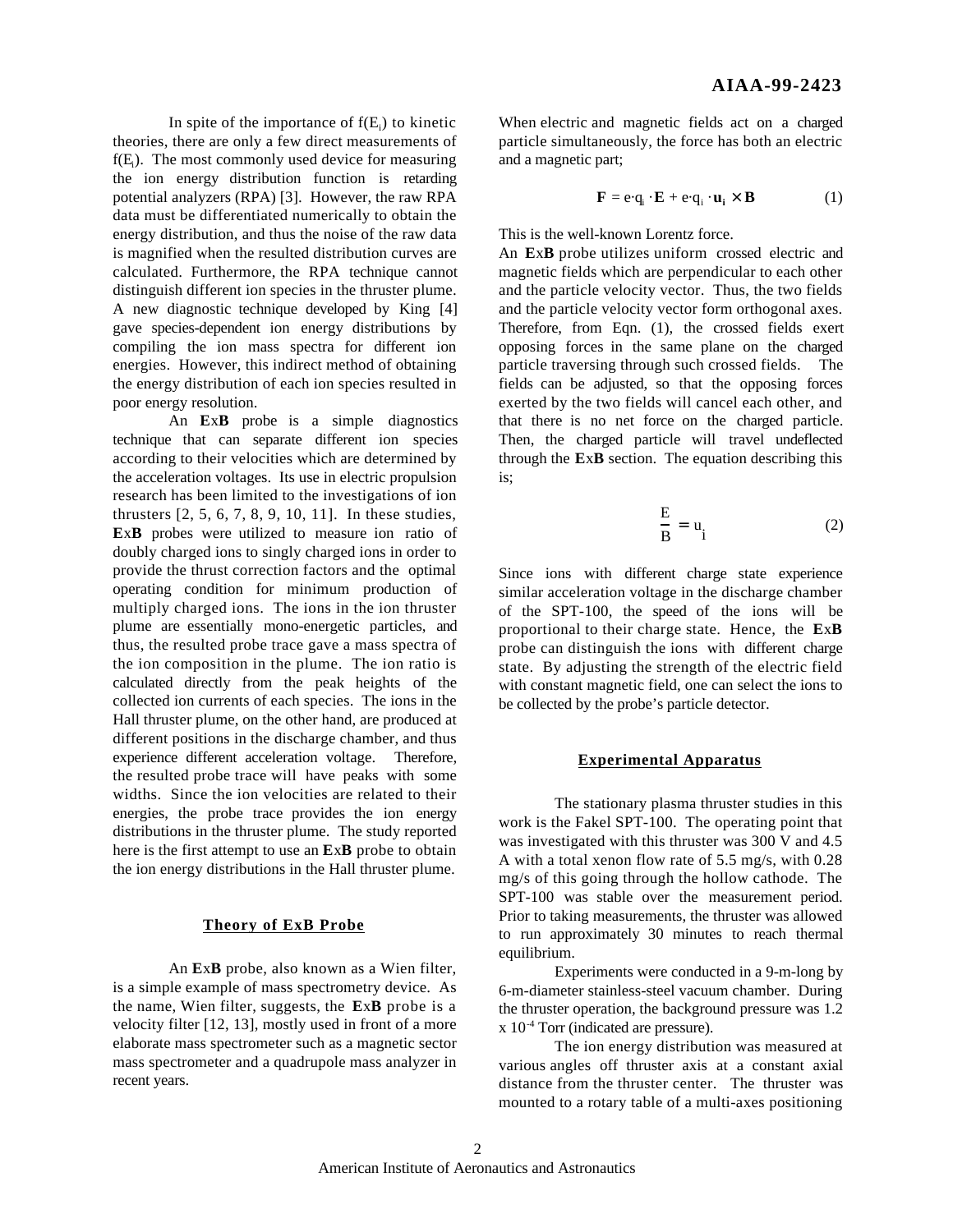In spite of the importance of $f(E_i)$ to kinetic theories, there are only a few direct measurements of $f(E_i)$. The most commonly used device for measuring the ion energy distribution function is retarding potential analyzers (RPA) [3]. However, the raw RPA data must be differentiated numerically to obtain the energy distribution, and thus the noise of the raw data is magnified when the resulted distribution curves are calculated. Furthermore, the RPA technique cannot distinguish different ion species in the thruster plume. A new diagnostic technique developed by King [4] gave species-dependent ion energy distributions by compiling the ion mass spectra for different ion energies. However, this indirect method of obtaining the energy distribution of each ion species resulted in poor energy resolution.

An **E**x**B** probe is a simple diagnostics technique that can separate different ion species according to their velocities which are determined by the acceleration voltages. Its use in electric propulsion research has been limited to the investigations of ion thrusters [2, 5, 6, 7, 8, 9, 10, 11]. In these studies, **E**x**B** probes were utilized to measure ion ratio of doubly charged ions to singly charged ions in order to provide the thrust correction factors and the optimal operating condition for minimum production of multiply charged ions. The ions in the ion thruster plume are essentially mono-energetic particles, and thus, the resulted probe trace gave a mass spectra of the ion composition in the plume. The ion ratio is calculated directly from the peak heights of the collected ion currents of each species. The ions in the Hall thruster plume, on the other hand, are produced at different positions in the discharge chamber, and thus experience different acceleration voltage. Therefore, the resulted probe trace will have peaks with some widths. Since the ion velocities are related to their energies, the probe trace provides the ion energy distributions in the thruster plume. The study reported here is the first attempt to use an **E**x**B** probe to obtain the ion energy distributions in the Hall thruster plume.

## Theory of ExB Probe

An **E**x**B** probe, also known as a Wien filter, is a simple example of mass spectrometry device. As the name, Wien filter, suggests, the **E**x**B** probe is a velocity filter [12, 13], mostly used in front of a more elaborate mass spectrometer such as a magnetic sector mass spectrometer and a quadrupole mass analyzer in recent years.

When electric and magnetic fields act on a charged particle simultaneously, the force has both an electric and a magnetic part;

$$\mathbf{F} = e \cdot q_i \cdot \mathbf{E} + e \cdot q_i \cdot \mathbf{u_i} \times \mathbf{B} \qquad (1)$$

This is the well-known Lorentz force.

An **E**x**B** probe utilizes uniform crossed electric and magnetic fields which are perpendicular to each other and the particle velocity vector. Thus, the two fields and the particle velocity vector form orthogonal axes. Therefore, from Eqn. (1), the crossed fields exert opposing forces in the same plane on the charged particle traversing through such crossed fields. The fields can be adjusted, so that the opposing forces exerted by the two fields will cancel each other, and that there is no net force on the charged particle. Then, the charged particle will travel undeflected through the **E**x**B** section. The equation describing this is;

$$\frac{E}{B} = u_i \qquad (2)$$

Since ions with different charge state experience similar acceleration voltage in the discharge chamber of the SPT-100, the speed of the ions will be proportional to their charge state. Hence, the **E**x**B** probe can distinguish the ions with different charge state. By adjusting the strength of the electric field with constant magnetic field, one can select the ions to be collected by the probe's particle detector.

## Experimental Apparatus

The stationary plasma thruster studies in this work is the Fakel SPT-100. The operating point that was investigated with this thruster was 300 V and 4.5 A with a total xenon flow rate of 5.5 mg/s, with 0.28 mg/s of this going through the hollow cathode. The SPT-100 was stable over the measurement period. Prior to taking measurements, the thruster was allowed to run approximately 30 minutes to reach thermal equilibrium.

Experiments were conducted in a 9-m-long by 6-m-diameter stainless-steel vacuum chamber. During the thruster operation, the background pressure was 1.2 x $10^{-4}$ Torr (indicated are pressure).

The ion energy distribution was measured at various angles off thruster axis at a constant axial distance from the thruster center. The thruster was mounted to a rotary table of a multi-axes positioning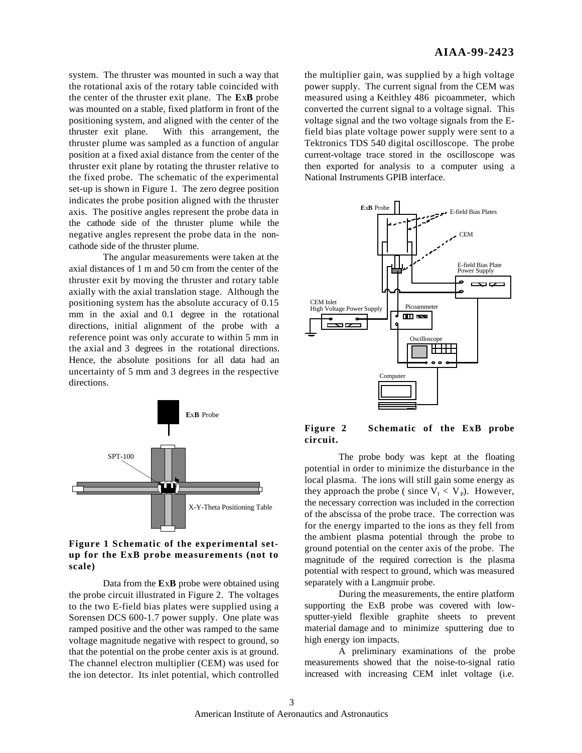system. The thruster was mounted in such a way that the rotational axis of the rotary table coincided with the center of the thruster exit plane. The **E**x**B** probe was mounted on a stable, fixed platform in front of the positioning system, and aligned with the center of the thruster exit plane. With this arrangement, the thruster plume was sampled as a function of angular position at a fixed axial distance from the center of the thruster exit plane by rotating the thruster relative to the fixed probe. The schematic of the experimental set-up is shown in Figure 1. The zero degree position indicates the probe position aligned with the thruster axis. The positive angles represent the probe data in the cathode side of the thruster plume while the negative angles represent the probe data in the non-cathode side of the thruster plume.

The angular measurements were taken at the axial distances of 1 m and 50 cm from the center of the thruster exit by moving the thruster and rotary table axially with the axial translation stage. Although the positioning system has the absolute accuracy of 0.15 mm in the axial and 0.1 degree in the rotational directions, initial alignment of the probe with a reference point was only accurate to within 5 mm in the axial and 3 degrees in the rotational directions. Hence, the absolute positions for all data had an uncertainty of 5 mm and 3 degrees in the respective directions.

**Figure 1 Schematic of the experimental set-up for the ExB probe measurements (not to scale)**

Data from the **E**x**B** probe were obtained using the probe circuit illustrated in Figure 2. The voltages to the two E-field bias plates were supplied using a Sorensen DCS 600-1.7 power supply. One plate was ramped positive and the other was ramped to the same voltage magnitude negative with respect to ground, so that the potential on the probe center axis is at ground. The channel electron multiplier (CEM) was used for the ion detector. Its inlet potential, which controlled the multiplier gain, was supplied by a high voltage power supply. The current signal from the CEM was measured using a Keithley 486 picoammeter, which converted the current signal to a voltage signal. This voltage signal and the two voltage signals from the E-field bias plate voltage power supply were sent to a Tektronics TDS 540 digital oscilloscope. The probe current-voltage trace stored in the oscilloscope was then exported for analysis to a computer using a National Instruments GPIB interface.

**Figure 2 Schematic of the ExB probe circuit.**

The probe body was kept at the floating potential in order to minimize the disturbance in the local plasma. The ions will still gain some energy as they approach the probe ( since $V_f < V_p$). However, the necessary correction was included in the correction of the abscissa of the probe trace. The correction was for the energy imparted to the ions as they fell from the ambient plasma potential through the probe to ground potential on the center axis of the probe. The magnitude of the required correction is the plasma potential with respect to ground, which was measured separately with a Langmuir probe.

During the measurements, the entire platform supporting the ExB probe was covered with low-sputter-yield flexible graphite sheets to prevent material damage and to minimize sputtering due to high energy ion impacts.

A preliminary examinations of the probe measurements showed that the noise-to-signal ratio increased with increasing CEM inlet voltage (i.e.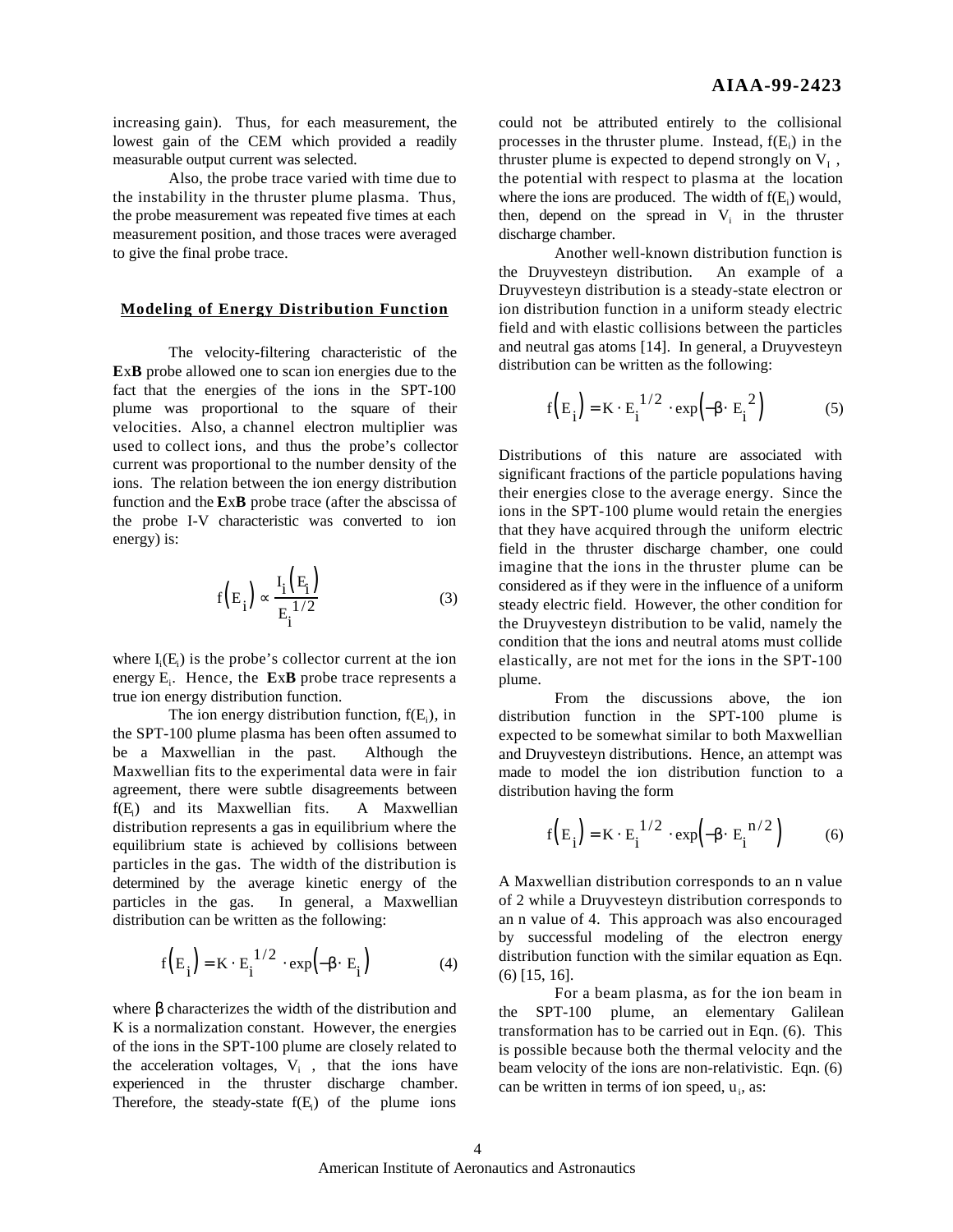increasing gain). Thus, for each measurement, the lowest gain of the CEM which provided a readily measurable output current was selected.

Also, the probe trace varied with time due to the instability in the thruster plume plasma. Thus, the probe measurement was repeated five times at each measurement position, and those traces were averaged to give the final probe trace.

## Modeling of Energy Distribution Function

The velocity-filtering characteristic of the **E**x**B** probe allowed one to scan ion energies due to the fact that the energies of the ions in the SPT-100 plume was proportional to the square of their velocities. Also, a channel electron multiplier was used to collect ions, and thus the probe's collector current was proportional to the number density of the ions. The relation between the ion energy distribution function and the **E**x**B** probe trace (after the abscissa of the probe I-V characteristic was converted to ion energy) is:

$$f\left(E_i\right) \propto \frac{I_i\left(E_i\right)}{E_i^{1/2}} \tag{3}$$

where $I_i(E_i)$ is the probe's collector current at the ion energy $E_i$. Hence, the **E**x**B** probe trace represents a true ion energy distribution function.

The ion energy distribution function, $f(E_i)$, in the SPT-100 plume plasma has been often assumed to be a Maxwellian in the past. Although the Maxwellian fits to the experimental data were in fair agreement, there were subtle disagreements between $f(E_i)$ and its Maxwellian fits. A Maxwellian distribution represents a gas in equilibrium where the equilibrium state is achieved by collisions between particles in the gas. The width of the distribution is determined by the average kinetic energy of the particles in the gas. In general, a Maxwellian distribution can be written as the following:

$$f\left(E_i\right) = K \cdot E_i^{1/2} \cdot \exp\left(-\beta \cdot E_i\right) \tag{4}$$

where $\beta$ characterizes the width of the distribution and K is a normalization constant. However, the energies of the ions in the SPT-100 plume are closely related to the acceleration voltages, $V_i$, that the ions have experienced in the thruster discharge chamber. Therefore, the steady-state $f(E_i)$ of the plume ions could not be attributed entirely to the collisional processes in the thruster plume. Instead, $f(E_i)$ in the thruster plume is expected to depend strongly on $V_I$, the potential with respect to plasma at the location where the ions are produced. The width of $f(E_i)$ would, then, depend on the spread in $V_i$ in the thruster discharge chamber.

Another well-known distribution function is the Druyvesteyn distribution. An example of a Druyvesteyn distribution is a steady-state electron or ion distribution function in a uniform steady electric field and with elastic collisions between the particles and neutral gas atoms [14]. In general, a Druyvesteyn distribution can be written as the following:

$$f\left(E_i\right) = K \cdot E_i^{1/2} \cdot \exp\left(-\beta \cdot E_i^{2}\right) \tag{5}$$

Distributions of this nature are associated with significant fractions of the particle populations having their energies close to the average energy. Since the ions in the SPT-100 plume would retain the energies that they have acquired through the uniform electric field in the thruster discharge chamber, one could imagine that the ions in the thruster plume can be considered as if they were in the influence of a uniform steady electric field. However, the other condition for the Druyvesteyn distribution to be valid, namely the condition that the ions and neutral atoms must collide elastically, are not met for the ions in the SPT-100 plume.

From the discussions above, the ion distribution function in the SPT-100 plume is expected to be somewhat similar to both Maxwellian and Druyvesteyn distributions. Hence, an attempt was made to model the ion distribution function to a distribution having the form

$$f\left(E_i\right) = K \cdot E_i^{1/2} \cdot \exp\left(-\beta \cdot E_i^{n/2}\right) \tag{6}$$

A Maxwellian distribution corresponds to an n value of 2 while a Druyvesteyn distribution corresponds to an n value of 4. This approach was also encouraged by successful modeling of the electron energy distribution function with the similar equation as Eqn. (6) [15, 16].

For a beam plasma, as for the ion beam in the SPT-100 plume, an elementary Galilean transformation has to be carried out in Eqn. (6). This is possible because both the thermal velocity and the beam velocity of the ions are non-relativistic. Eqn. (6) can be written in terms of ion speed, $u_i$, as: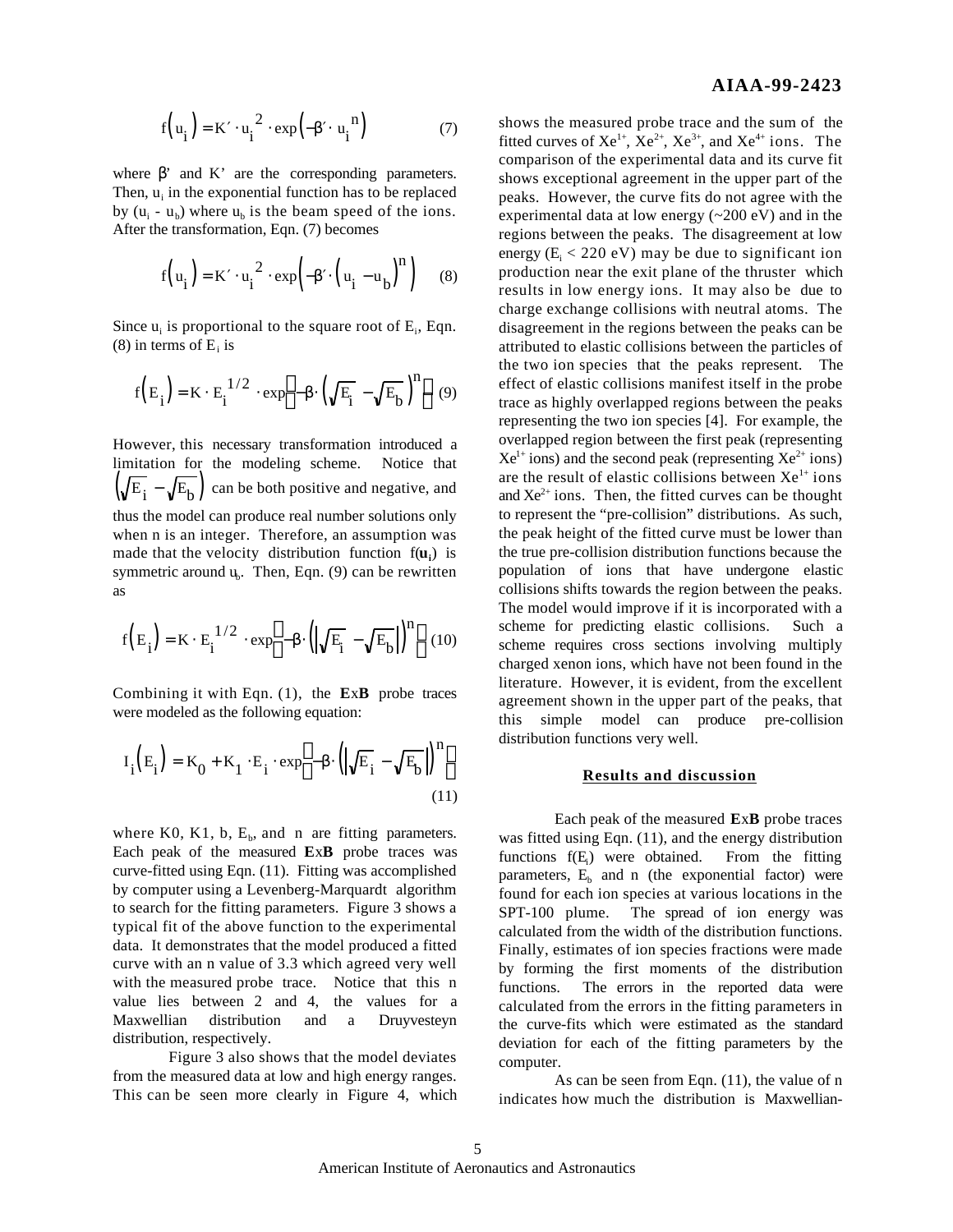$$f\left(u_i\right) = K' \cdot u_i^{\,2} \cdot \exp\left(-\beta' \cdot u_i^{\,n}\right) \tag{7}$$

where β' and K' are the corresponding parameters. Then, $u_i$ in the exponential function has to be replaced by $(u_i - u_b)$ where $u_b$ is the beam speed of the ions. After the transformation, Eqn. (7) becomes

$$f\left(u_i\right) = K' \cdot u_i^{\,2} \cdot \exp\left(-\beta' \cdot \left(u_i - u_b\right)^n\right) \tag{8}$$

Since $u_i$ is proportional to the square root of $E_i$, Eqn. (8) in terms of $E_i$ is

$$f\left(E_i\right) = K \cdot E_i^{\,1/2} \cdot \exp\left[-\beta \cdot \left(\sqrt{E_i} - \sqrt{E_b}\right)^n\right] \tag{9}$$

However, this necessary transformation introduced a limitation for the modeling scheme. Notice that $\left(\sqrt{E_i} - \sqrt{E_b}\right)$ can be both positive and negative, and thus the model can produce real number solutions only when n is an integer. Therefore, an assumption was made that the velocity distribution function $f(\mathbf{u}_i)$ is symmetric around $u_b$. Then, Eqn. (9) can be rewritten as

$$f\left(E_i\right) = K \cdot E_i^{\,1/2} \cdot \exp\left[-\beta \cdot \left(\left|\sqrt{E_i} - \sqrt{E_b}\right|\right)^n\right] \tag{10}$$

Combining it with Eqn. (1), the **E**x**B** probe traces were modeled as the following equation:

$$I_i\left(E_i\right) = K_0 + K_1 \cdot E_i \cdot \exp\left[-\beta \cdot \left(\left|\sqrt{E_i} - \sqrt{E_b}\right|\right)^n\right] \tag{11}$$

where K0, K1, b, $E_b$, and n are fitting parameters. Each peak of the measured **E**x**B** probe traces was curve-fitted using Eqn. (11). Fitting was accomplished by computer using a Levenberg-Marquardt algorithm to search for the fitting parameters. Figure 3 shows a typical fit of the above function to the experimental data. It demonstrates that the model produced a fitted curve with an n value of 3.3 which agreed very well with the measured probe trace. Notice that this n value lies between 2 and 4, the values for a Maxwellian distribution and a Druyvesteyn distribution, respectively.

Figure 3 also shows that the model deviates from the measured data at low and high energy ranges. This can be seen more clearly in Figure 4, which shows the measured probe trace and the sum of the fitted curves of $Xe^{1+}$, $Xe^{2+}$, $Xe^{3+}$, and $Xe^{4+}$ ions. The comparison of the experimental data and its curve fit shows exceptional agreement in the upper part of the peaks. However, the curve fits do not agree with the experimental data at low energy (~200 eV) and in the regions between the peaks. The disagreement at low energy ($E_i$ < 220 eV) may be due to significant ion production near the exit plane of the thruster which results in low energy ions. It may also be due to charge exchange collisions with neutral atoms. The disagreement in the regions between the peaks can be attributed to elastic collisions between the particles of the two ion species that the peaks represent. The effect of elastic collisions manifest itself in the probe trace as highly overlapped regions between the peaks representing the two ion species [4]. For example, the overlapped region between the first peak (representing $Xe^{1+}$ ions) and the second peak (representing $Xe^{2+}$ ions) are the result of elastic collisions between $Xe^{1+}$ ions and $Xe^{2+}$ ions. Then, the fitted curves can be thought to represent the "pre-collision" distributions. As such, the peak height of the fitted curve must be lower than the true pre-collision distribution functions because the population of ions that have undergone elastic collisions shifts towards the region between the peaks. The model would improve if it is incorporated with a scheme for predicting elastic collisions. Such a scheme requires cross sections involving multiply charged xenon ions, which have not been found in the literature. However, it is evident, from the excellent agreement shown in the upper part of the peaks, that this simple model can produce pre-collision distribution functions very well.

## Results and discussion

Each peak of the measured **E**x**B** probe traces was fitted using Eqn. (11), and the energy distribution functions $f(E_i)$ were obtained. From the fitting parameters, $E_b$ and n (the exponential factor) were found for each ion species at various locations in the SPT-100 plume. The spread of ion energy was calculated from the width of the distribution functions. Finally, estimates of ion species fractions were made by forming the first moments of the distribution functions. The errors in the reported data were calculated from the errors in the fitting parameters in the curve-fits which were estimated as the standard deviation for each of the fitting parameters by the computer.

As can be seen from Eqn. (11), the value of n indicates how much the distribution is Maxwellian-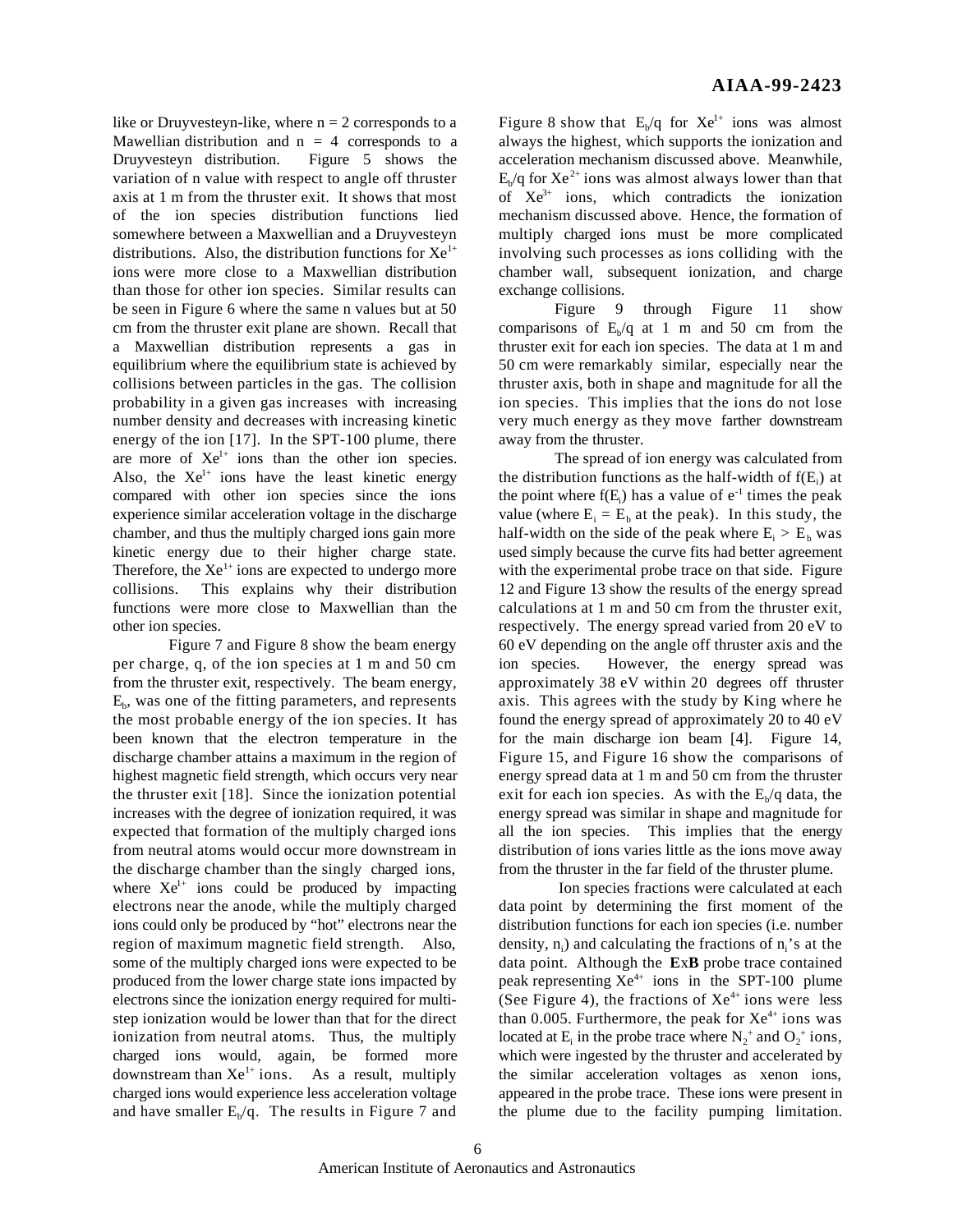like or Druyvesteyn-like, where n = 2 corresponds to a Mawellian distribution and n = 4 corresponds to a Druyvesteyn distribution. Figure 5 shows the variation of n value with respect to angle off thruster axis at 1 m from the thruster exit. It shows that most of the ion species distribution functions lied somewhere between a Maxwellian and a Druyvesteyn distributions. Also, the distribution functions for $Xe^{1+}$ ions were more close to a Maxwellian distribution than those for other ion species. Similar results can be seen in Figure 6 where the same n values but at 50 cm from the thruster exit plane are shown. Recall that a Maxwellian distribution represents a gas in equilibrium where the equilibrium state is achieved by collisions between particles in the gas. The collision probability in a given gas increases with increasing number density and decreases with increasing kinetic energy of the ion [17]. In the SPT-100 plume, there are more of $Xe^{1+}$ ions than the other ion species. Also, the $Xe^{1+}$ ions have the least kinetic energy compared with other ion species since the ions experience similar acceleration voltage in the discharge chamber, and thus the multiply charged ions gain more kinetic energy due to their higher charge state. Therefore, the $Xe^{1+}$ ions are expected to undergo more collisions. This explains why their distribution functions were more close to Maxwellian than the other ion species.

Figure 7 and Figure 8 show the beam energy per charge, q, of the ion species at 1 m and 50 cm from the thruster exit, respectively. The beam energy, $E_b$, was one of the fitting parameters, and represents the most probable energy of the ion species. It has been known that the electron temperature in the discharge chamber attains a maximum in the region of highest magnetic field strength, which occurs very near the thruster exit [18]. Since the ionization potential increases with the degree of ionization required, it was expected that formation of the multiply charged ions from neutral atoms would occur more downstream in the discharge chamber than the singly charged ions, where $Xe^{1+}$ ions could be produced by impacting electrons near the anode, while the multiply charged ions could only be produced by "hot" electrons near the region of maximum magnetic field strength. Also, some of the multiply charged ions were expected to be produced from the lower charge state ions impacted by electrons since the ionization energy required for multi-step ionization would be lower than that for the direct ionization from neutral atoms. Thus, the multiply charged ions would, again, be formed more downstream than $Xe^{1+}$ ions. As a result, multiply charged ions would experience less acceleration voltage and have smaller $E_b/q$. The results in Figure 7 and Figure 8 show that $E_b/q$ for $Xe^{1+}$ ions was almost always the highest, which supports the ionization and acceleration mechanism discussed above. Meanwhile, $E_b/q$ for $Xe^{2+}$ ions was almost always lower than that of $Xe^{3+}$ ions, which contradicts the ionization mechanism discussed above. Hence, the formation of multiply charged ions must be more complicated involving such processes as ions colliding with the chamber wall, subsequent ionization, and charge exchange collisions.

Figure 9 through Figure 11 show comparisons of $E_b/q$ at 1 m and 50 cm from the thruster exit for each ion species. The data at 1 m and 50 cm were remarkably similar, especially near the thruster axis, both in shape and magnitude for all the ion species. This implies that the ions do not lose very much energy as they move farther downstream away from the thruster.

The spread of ion energy was calculated from the distribution functions as the half-width of $f(E_i)$ at the point where $f(E_i)$ has a value of $e^{-1}$ times the peak value (where $E_i = E_b$ at the peak). In this study, the half-width on the side of the peak where $E_i > E_b$ was used simply because the curve fits had better agreement with the experimental probe trace on that side. Figure 12 and Figure 13 show the results of the energy spread calculations at 1 m and 50 cm from the thruster exit, respectively. The energy spread varied from 20 eV to 60 eV depending on the angle off thruster axis and the ion species. However, the energy spread was approximately 38 eV within 20 degrees off thruster axis. This agrees with the study by King where he found the energy spread of approximately 20 to 40 eV for the main discharge ion beam [4]. Figure 14, Figure 15, and Figure 16 show the comparisons of energy spread data at 1 m and 50 cm from the thruster exit for each ion species. As with the $E_b/q$ data, the energy spread was similar in shape and magnitude for all the ion species. This implies that the energy distribution of ions varies little as the ions move away from the thruster in the far field of the thruster plume.

Ion species fractions were calculated at each data point by determining the first moment of the distribution functions for each ion species (i.e. number density, $n_i$) and calculating the fractions of $n_i$'s at the data point. Although the **E**x**B** probe trace contained peak representing $Xe^{4+}$ ions in the SPT-100 plume (See Figure 4), the fractions of $Xe^{4+}$ ions were less than 0.005. Furthermore, the peak for $Xe^{4+}$ ions was located at $E_i$ in the probe trace where $N_2^+$ and $O_2^+$ ions, which were ingested by the thruster and accelerated by the similar acceleration voltages as xenon ions, appeared in the probe trace. These ions were present in the plume due to the facility pumping limitation.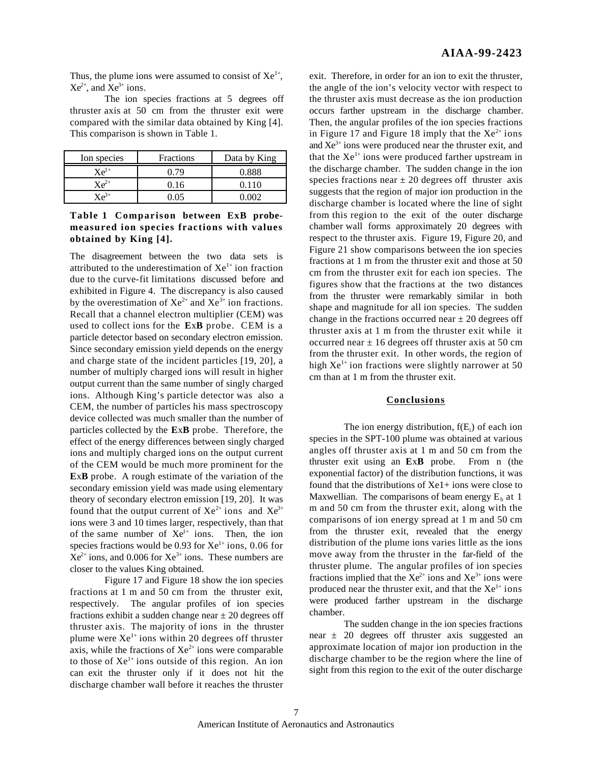Thus, the plume ions were assumed to consist of $Xe^{1+}$, $Xe^{2+}$, and $Xe^{3+}$ ions.

The ion species fractions at 5 degrees off thruster axis at 50 cm from the thruster exit were compared with the similar data obtained by King [4]. This comparison is shown in Table 1.

| Ion species | Fractions | Data by King |
|---|---|---|
| $Xe^{1+}$ | 0.79 | 0.888 |
| $Xe^{2+}$ | 0.16 | 0.110 |
| $Xe^{3+}$ | 0.05 | 0.002 |

**Table 1 Comparison between ExB probe-measured ion species fractions with values obtained by King [4].**

The disagreement between the two data sets is attributed to the underestimation of $Xe^{1+}$ ion fraction due to the curve-fit limitations discussed before and exhibited in Figure 4. The discrepancy is also caused by the overestimation of $Xe^{2+}$ and $Xe^{3+}$ ion fractions. Recall that a channel electron multiplier (CEM) was used to collect ions for the **E**x**B** probe. CEM is a particle detector based on secondary electron emission. Since secondary emission yield depends on the energy and charge state of the incident particles [19, 20], a number of multiply charged ions will result in higher output current than the same number of singly charged ions. Although King's particle detector was also a CEM, the number of particles his mass spectroscopy device collected was much smaller than the number of particles collected by the **E**x**B** probe. Therefore, the effect of the energy differences between singly charged ions and multiply charged ions on the output current of the CEM would be much more prominent for the **E**x**B** probe. A rough estimate of the variation of the secondary emission yield was made using elementary theory of secondary electron emission [19, 20]. It was found that the output current of $Xe^{2+}$ ions and $Xe^{3+}$ ions were 3 and 10 times larger, respectively, than that of the same number of $Xe^{1+}$ ions. Then, the ion species fractions would be 0.93 for $Xe^{1+}$ ions, 0.06 for $Xe^{2+}$ ions, and 0.006 for $Xe^{3+}$ ions. These numbers are closer to the values King obtained.

Figure 17 and Figure 18 show the ion species fractions at 1 m and 50 cm from the thruster exit, respectively. The angular profiles of ion species fractions exhibit a sudden change near ± 20 degrees off thruster axis. The majority of ions in the thruster plume were $Xe^{1+}$ ions within 20 degrees off thruster axis, while the fractions of $Xe^{2+}$ ions were comparable to those of $Xe^{1+}$ ions outside of this region. An ion can exit the thruster only if it does not hit the discharge chamber wall before it reaches the thruster exit. Therefore, in order for an ion to exit the thruster, the angle of the ion's velocity vector with respect to the thruster axis must decrease as the ion production occurs farther upstream in the discharge chamber. Then, the angular profiles of the ion species fractions in Figure 17 and Figure 18 imply that the $Xe^{2+}$ ions and $Xe^{3+}$ ions were produced near the thruster exit, and that the $Xe^{1+}$ ions were produced farther upstream in the discharge chamber. The sudden change in the ion species fractions near ± 20 degrees off thruster axis suggests that the region of major ion production in the discharge chamber is located where the line of sight from this region to the exit of the outer discharge chamber wall forms approximately 20 degrees with respect to the thruster axis. Figure 19, Figure 20, and Figure 21 show comparisons between the ion species fractions at 1 m from the thruster exit and those at 50 cm from the thruster exit for each ion species. The figures show that the fractions at the two distances from the thruster were remarkably similar in both shape and magnitude for all ion species. The sudden change in the fractions occurred near ± 20 degrees off thruster axis at 1 m from the thruster exit while it occurred near ± 16 degrees off thruster axis at 50 cm from the thruster exit. In other words, the region of high $Xe^{1+}$ ion fractions were slightly narrower at 50 cm than at 1 m from the thruster exit.

## Conclusions

The ion energy distribution, $f(E_i)$ of each ion species in the SPT-100 plume was obtained at various angles off thruster axis at 1 m and 50 cm from the thruster exit using an **E**x**B** probe. From n (the exponential factor) of the distribution functions, it was found that the distributions of Xe1+ ions were close to Maxwellian. The comparisons of beam energy $E_b$ at 1 m and 50 cm from the thruster exit, along with the comparisons of ion energy spread at 1 m and 50 cm from the thruster exit, revealed that the energy distribution of the plume ions varies little as the ions move away from the thruster in the far-field of the thruster plume. The angular profiles of ion species fractions implied that the $Xe^{2+}$ ions and $Xe^{3+}$ ions were produced near the thruster exit, and that the $Xe^{1+}$ ions were produced farther upstream in the discharge chamber.

The sudden change in the ion species fractions near ± 20 degrees off thruster axis suggested an approximate location of major ion production in the discharge chamber to be the region where the line of sight from this region to the exit of the outer discharge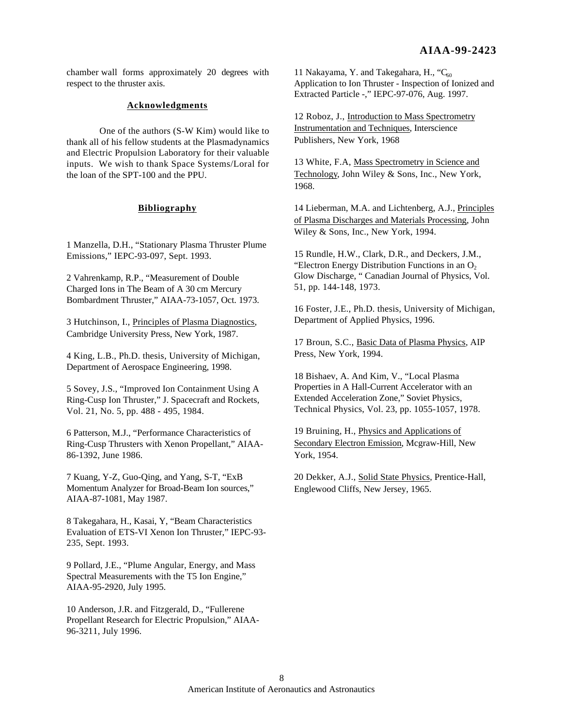chamber wall forms approximately 20 degrees with respect to the thruster axis.

## Acknowledgments

One of the authors (S-W Kim) would like to thank all of his fellow students at the Plasmadynamics and Electric Propulsion Laboratory for their valuable inputs. We wish to thank Space Systems/Loral for the loan of the SPT-100 and the PPU.

## Bibliography

1 Manzella, D.H., "Stationary Plasma Thruster Plume Emissions," IEPC-93-097, Sept. 1993.

2 Vahrenkamp, R.P., "Measurement of Double Charged Ions in The Beam of A 30 cm Mercury Bombardment Thruster," AIAA-73-1057, Oct. 1973.

3 Hutchinson, I., Principles of Plasma Diagnostics, Cambridge University Press, New York, 1987.

4 King, L.B., Ph.D. thesis, University of Michigan, Department of Aerospace Engineering, 1998.

5 Sovey, J.S., "Improved Ion Containment Using A Ring-Cusp Ion Thruster," J. Spacecraft and Rockets, Vol. 21, No. 5, pp. 488 - 495, 1984.

6 Patterson, M.J., "Performance Characteristics of Ring-Cusp Thrusters with Xenon Propellant," AIAA-86-1392, June 1986.

7 Kuang, Y-Z, Guo-Qing, and Yang, S-T, "ExB Momentum Analyzer for Broad-Beam Ion sources," AIAA-87-1081, May 1987.

8 Takegahara, H., Kasai, Y, "Beam Characteristics Evaluation of ETS-VI Xenon Ion Thruster," IEPC-93-235, Sept. 1993.

9 Pollard, J.E., "Plume Angular, Energy, and Mass Spectral Measurements with the T5 Ion Engine," AIAA-95-2920, July 1995.

10 Anderson, J.R. and Fitzgerald, D., "Fullerene Propellant Research for Electric Propulsion," AIAA-96-3211, July 1996.

11 Nakayama, Y. and Takegahara, H., "$C_{60}$ Application to Ion Thruster - Inspection of Ionized and Extracted Particle -," IEPC-97-076, Aug. 1997.

12 Roboz, J., Introduction to Mass Spectrometry Instrumentation and Techniques, Interscience Publishers, New York, 1968

13 White, F.A, Mass Spectrometry in Science and Technology, John Wiley & Sons, Inc., New York, 1968.

14 Lieberman, M.A. and Lichtenberg, A.J., Principles of Plasma Discharges and Materials Processing, John Wiley & Sons, Inc., New York, 1994.

15 Rundle, H.W., Clark, D.R., and Deckers, J.M., "Electron Energy Distribution Functions in an $O_2$ Glow Discharge, " Canadian Journal of Physics, Vol. 51, pp. 144-148, 1973.

16 Foster, J.E., Ph.D. thesis, University of Michigan, Department of Applied Physics, 1996.

17 Broun, S.C., Basic Data of Plasma Physics, AIP Press, New York, 1994.

18 Bishaev, A. And Kim, V., "Local Plasma Properties in A Hall-Current Accelerator with an Extended Acceleration Zone," Soviet Physics, Technical Physics, Vol. 23, pp. 1055-1057, 1978.

19 Bruining, H., Physics and Applications of Secondary Electron Emission, Mcgraw-Hill, New York, 1954.

20 Dekker, A.J., Solid State Physics, Prentice-Hall, Englewood Cliffs, New Jersey, 1965.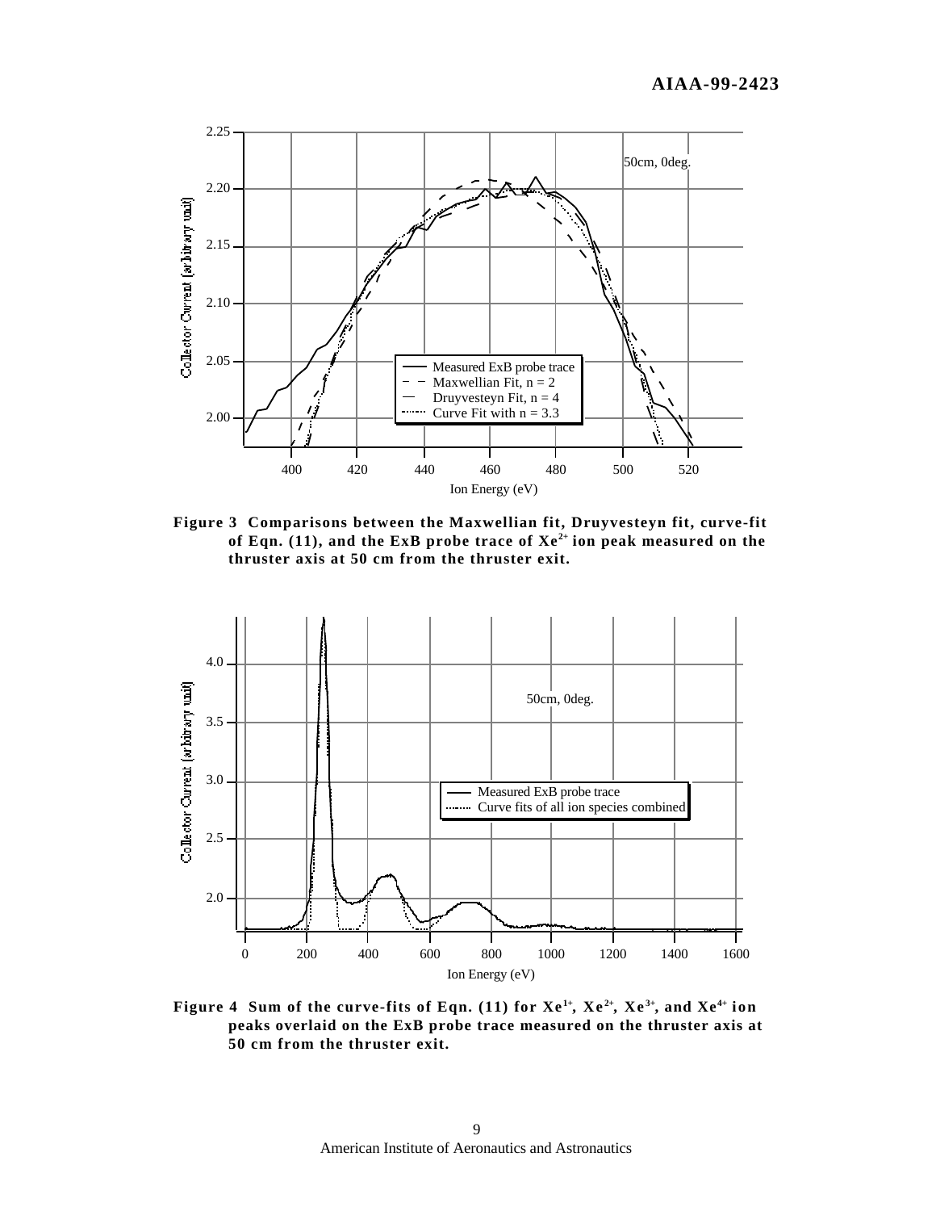**Figure 3 Comparisons between the Maxwellian fit, Druyvesteyn fit, curve-fit of Eqn. (11), and the ExB probe trace of $Xe^{2+}$ ion peak measured on the thruster axis at 50 cm from the thruster exit.**

**Figure 4 Sum of the curve-fits of Eqn. (11) for $Xe^{1+}$, $Xe^{2+}$, $Xe^{3+}$, and $Xe^{4+}$ ion peaks overlaid on the ExB probe trace measured on the thruster axis at 50 cm from the thruster exit.**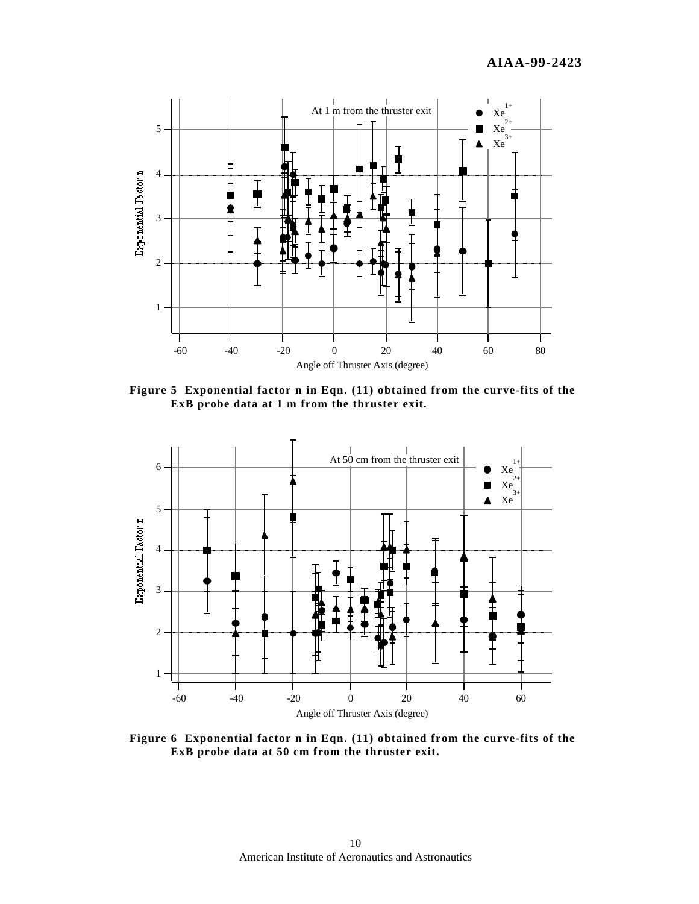Figure 5  Exponential factor n in Eqn. (11) obtained from the curve-fits of the ExB probe data at 1 m from the thruster exit.

Figure 6  Exponential factor n in Eqn. (11) obtained from the curve-fits of the ExB probe data at 50 cm from the thruster exit.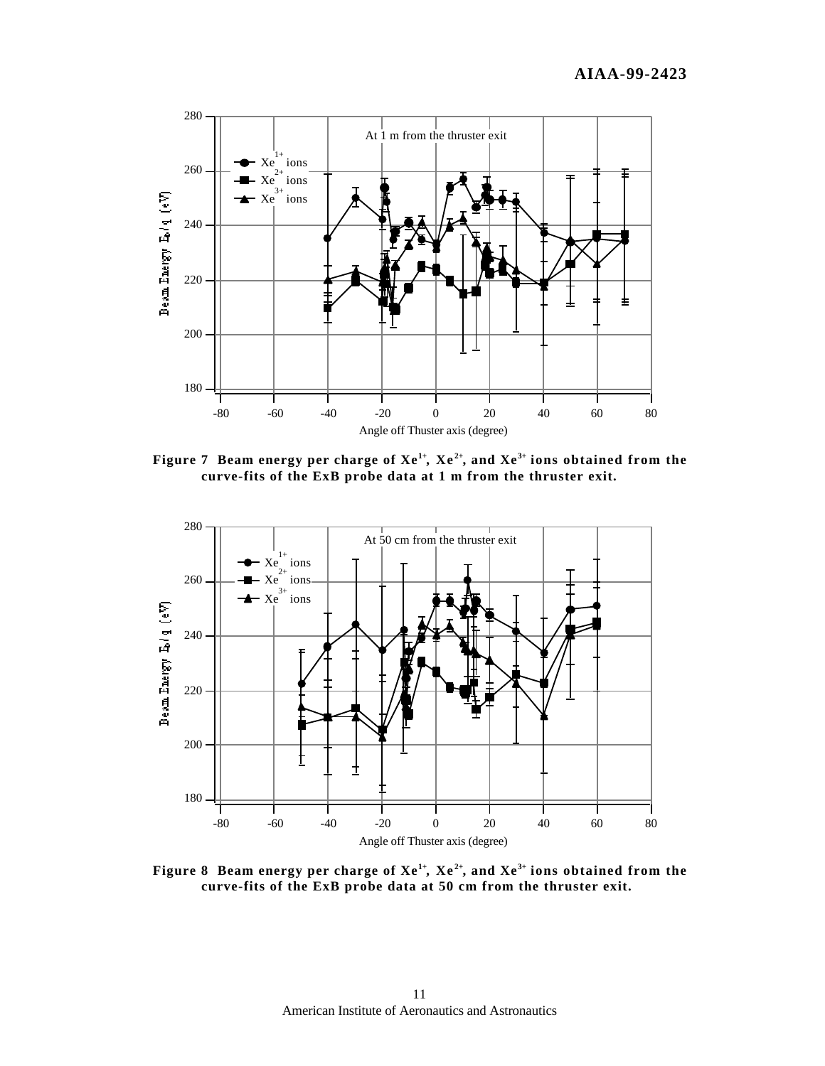**Figure 7 Beam energy per charge of $Xe^{1+}$, $Xe^{2+}$, and $Xe^{3+}$ ions obtained from the curve-fits of the ExB probe data at 1 m from the thruster exit.**

**Figure 8 Beam energy per charge of $Xe^{1+}$, $Xe^{2+}$, and $Xe^{3+}$ ions obtained from the curve-fits of the ExB probe data at 50 cm from the thruster exit.**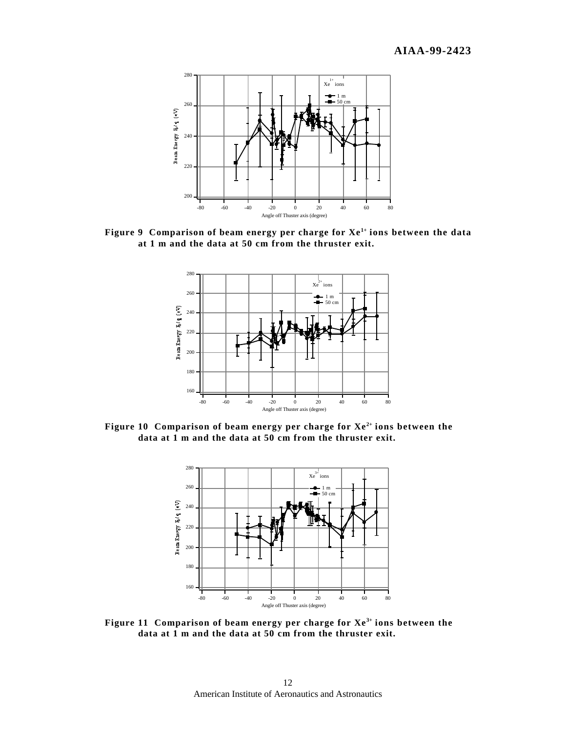Figure 9  Comparison of beam energy per charge for $Xe^{1+}$ ions between the data at 1 m and the data at 50 cm from the thruster exit.

Figure 10  Comparison of beam energy per charge for $Xe^{2+}$ ions between the data at 1 m and the data at 50 cm from the thruster exit.

Figure 11  Comparison of beam energy per charge for $Xe^{3+}$ ions between the data at 1 m and the data at 50 cm from the thruster exit.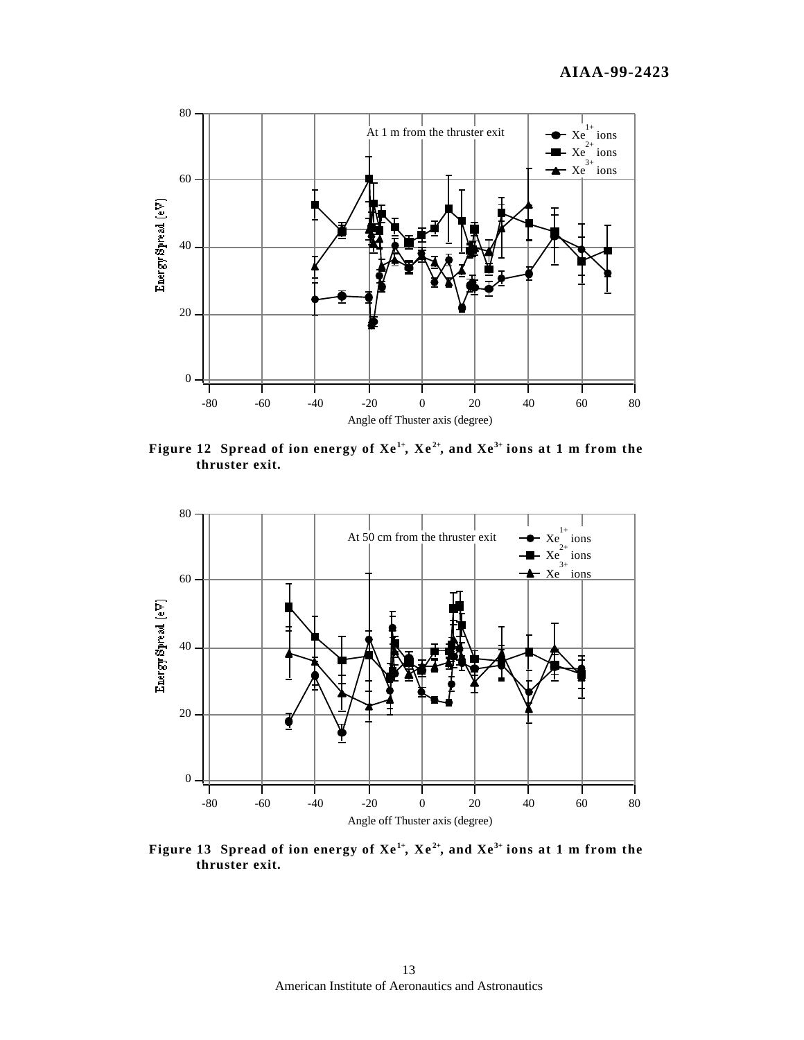Figure 12 Spread of ion energy of $Xe^{1+}$, $Xe^{2+}$, and $Xe^{3+}$ ions at 1 m from the thruster exit.

Figure 13 Spread of ion energy of $Xe^{1+}$, $Xe^{2+}$, and $Xe^{3+}$ ions at 1 m from the thruster exit.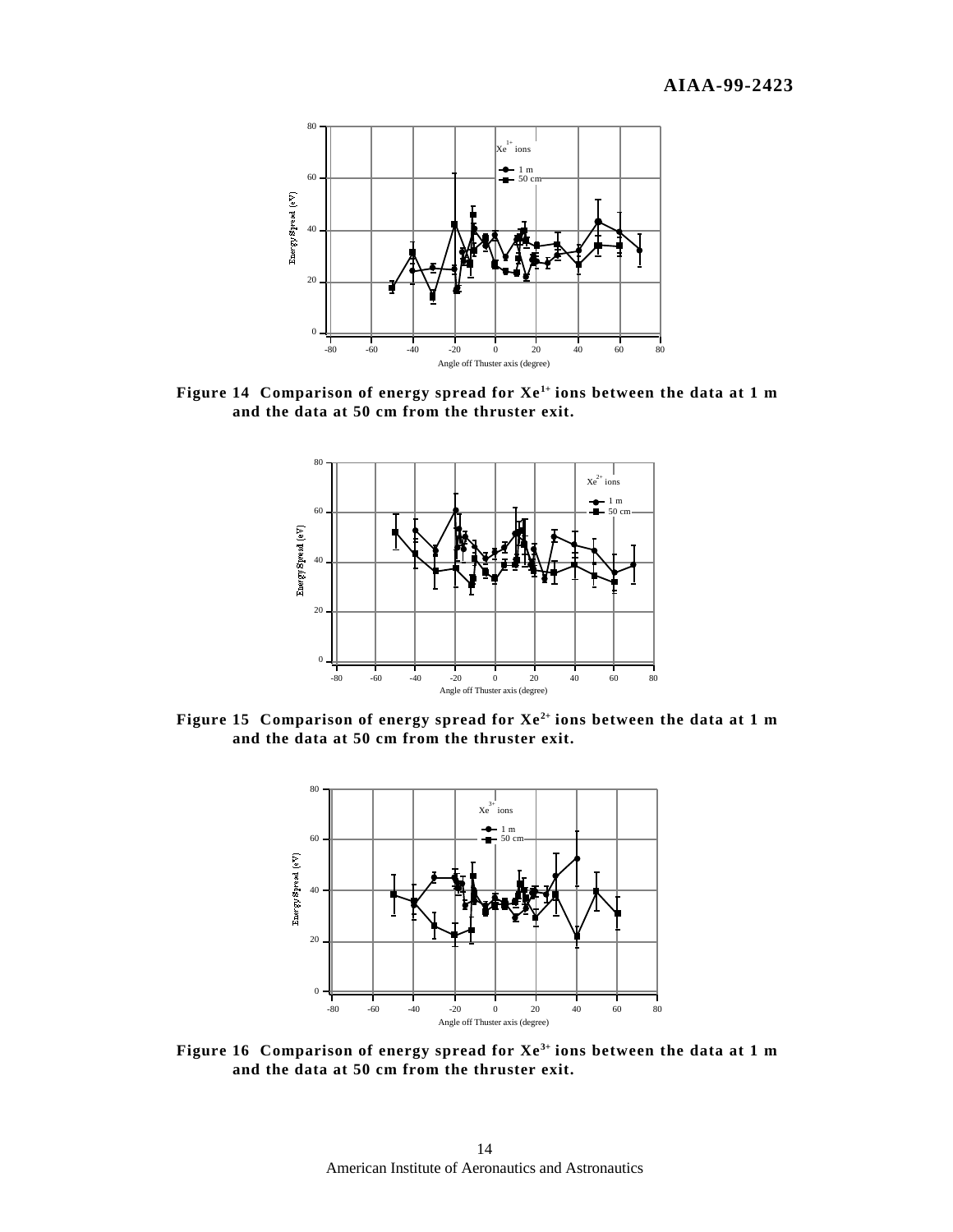Figure 14 Comparison of energy spread for $Xe^{1+}$ ions between the data at 1 m and the data at 50 cm from the thruster exit.

Figure 15 Comparison of energy spread for $Xe^{2+}$ ions between the data at 1 m and the data at 50 cm from the thruster exit.

Figure 16 Comparison of energy spread for $Xe^{3+}$ ions between the data at 1 m and the data at 50 cm from the thruster exit.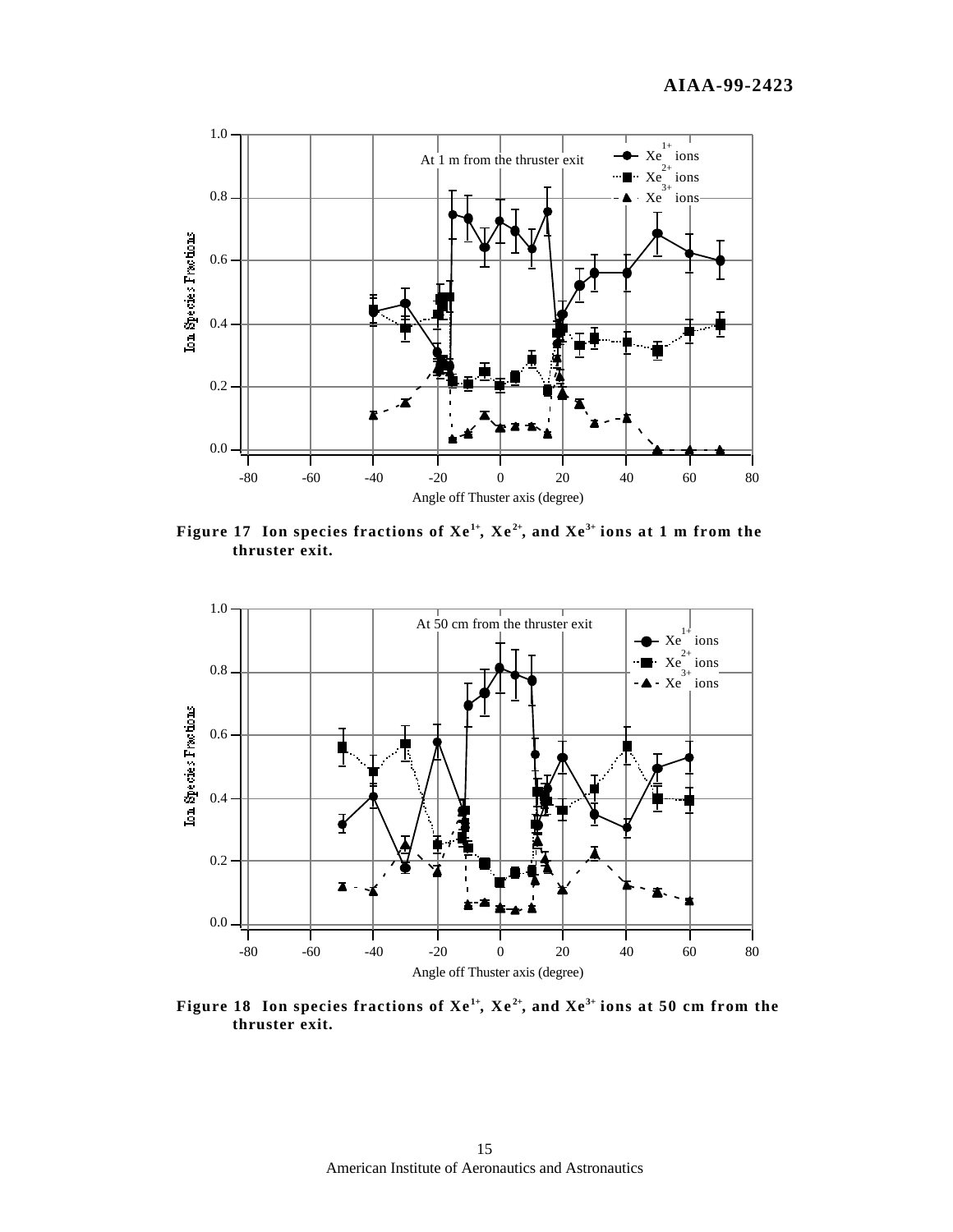**Figure 17 Ion species fractions of $Xe^{1+}$, $Xe^{2+}$, and $Xe^{3+}$ ions at 1 m from the thruster exit.**

**Figure 18 Ion species fractions of $Xe^{1+}$, $Xe^{2+}$, and $Xe^{3+}$ ions at 50 cm from the thruster exit.**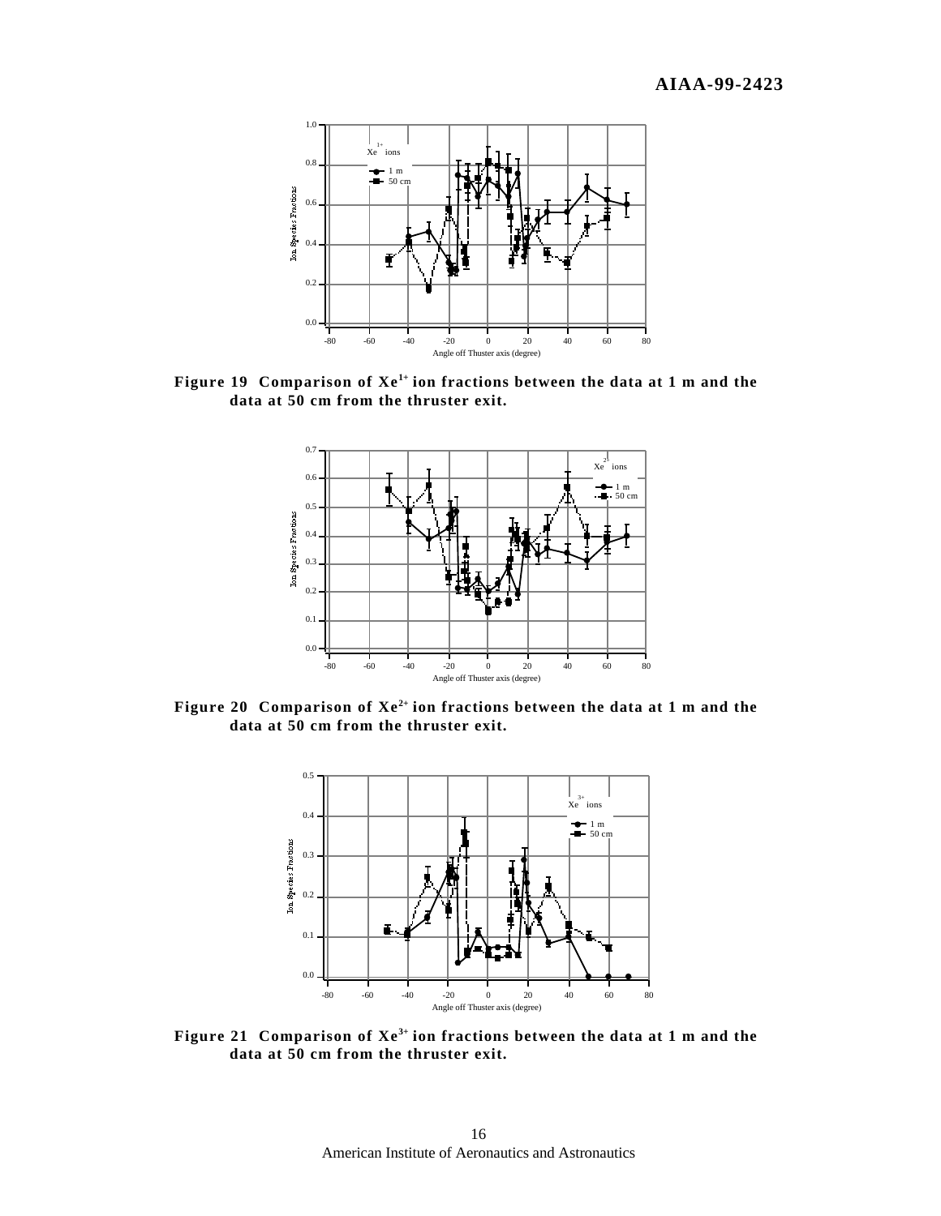Figure 19 Comparison of $Xe^{1+}$ ion fractions between the data at 1 m and the data at 50 cm from the thruster exit.

Figure 20 Comparison of $Xe^{2+}$ ion fractions between the data at 1 m and the data at 50 cm from the thruster exit.

Figure 21 Comparison of $Xe^{3+}$ ion fractions between the data at 1 m and the data at 50 cm from the thruster exit.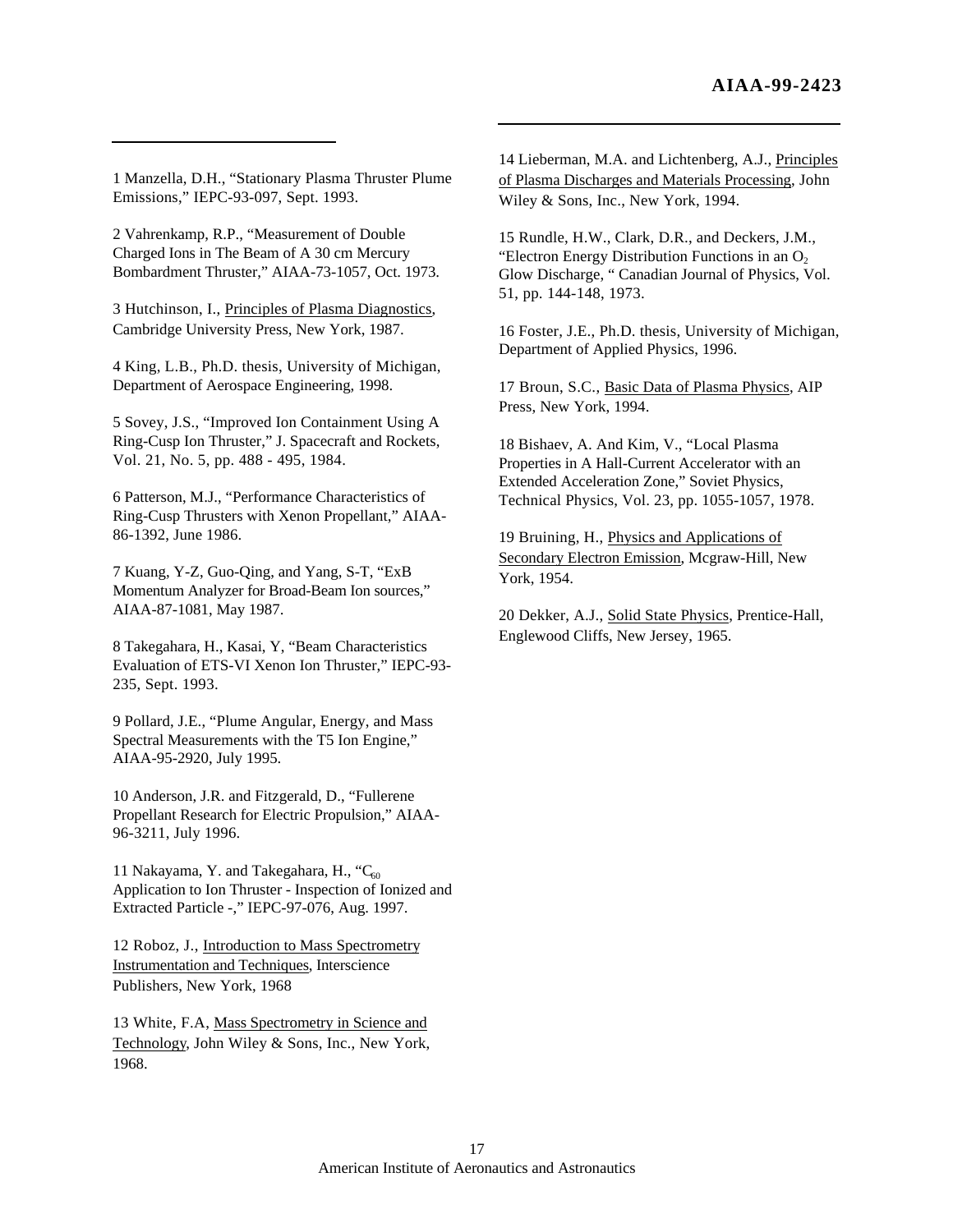1 Manzella, D.H., "Stationary Plasma Thruster Plume Emissions," IEPC-93-097, Sept. 1993.

2 Vahrenkamp, R.P., "Measurement of Double Charged Ions in The Beam of A 30 cm Mercury Bombardment Thruster," AIAA-73-1057, Oct. 1973.

3 Hutchinson, I., Principles of Plasma Diagnostics, Cambridge University Press, New York, 1987.

4 King, L.B., Ph.D. thesis, University of Michigan, Department of Aerospace Engineering, 1998.

5 Sovey, J.S., "Improved Ion Containment Using A Ring-Cusp Ion Thruster," J. Spacecraft and Rockets, Vol. 21, No. 5, pp. 488 - 495, 1984.

6 Patterson, M.J., "Performance Characteristics of Ring-Cusp Thrusters with Xenon Propellant," AIAA-86-1392, June 1986.

7 Kuang, Y-Z, Guo-Qing, and Yang, S-T, "ExB Momentum Analyzer for Broad-Beam Ion sources," AIAA-87-1081, May 1987.

8 Takegahara, H., Kasai, Y, "Beam Characteristics Evaluation of ETS-VI Xenon Ion Thruster," IEPC-93-235, Sept. 1993.

9 Pollard, J.E., "Plume Angular, Energy, and Mass Spectral Measurements with the T5 Ion Engine," AIAA-95-2920, July 1995.

10 Anderson, J.R. and Fitzgerald, D., "Fullerene Propellant Research for Electric Propulsion," AIAA-96-3211, July 1996.

11 Nakayama, Y. and Takegahara, H., "$C_{60}$ Application to Ion Thruster - Inspection of Ionized and Extracted Particle -," IEPC-97-076, Aug. 1997.

12 Roboz, J., Introduction to Mass Spectrometry Instrumentation and Techniques, Interscience Publishers, New York, 1968

13 White, F.A, Mass Spectrometry in Science and Technology, John Wiley & Sons, Inc., New York, 1968.

14 Lieberman, M.A. and Lichtenberg, A.J., Principles of Plasma Discharges and Materials Processing, John Wiley & Sons, Inc., New York, 1994.

15 Rundle, H.W., Clark, D.R., and Deckers, J.M., "Electron Energy Distribution Functions in an $O_2$ Glow Discharge, " Canadian Journal of Physics, Vol. 51, pp. 144-148, 1973.

16 Foster, J.E., Ph.D. thesis, University of Michigan, Department of Applied Physics, 1996.

17 Broun, S.C., Basic Data of Plasma Physics, AIP Press, New York, 1994.

18 Bishaev, A. And Kim, V., "Local Plasma Properties in A Hall-Current Accelerator with an Extended Acceleration Zone," Soviet Physics, Technical Physics, Vol. 23, pp. 1055-1057, 1978.

19 Bruining, H., Physics and Applications of Secondary Electron Emission, Mcgraw-Hill, New York, 1954.

20 Dekker, A.J., Solid State Physics, Prentice-Hall, Englewood Cliffs, New Jersey, 1965.